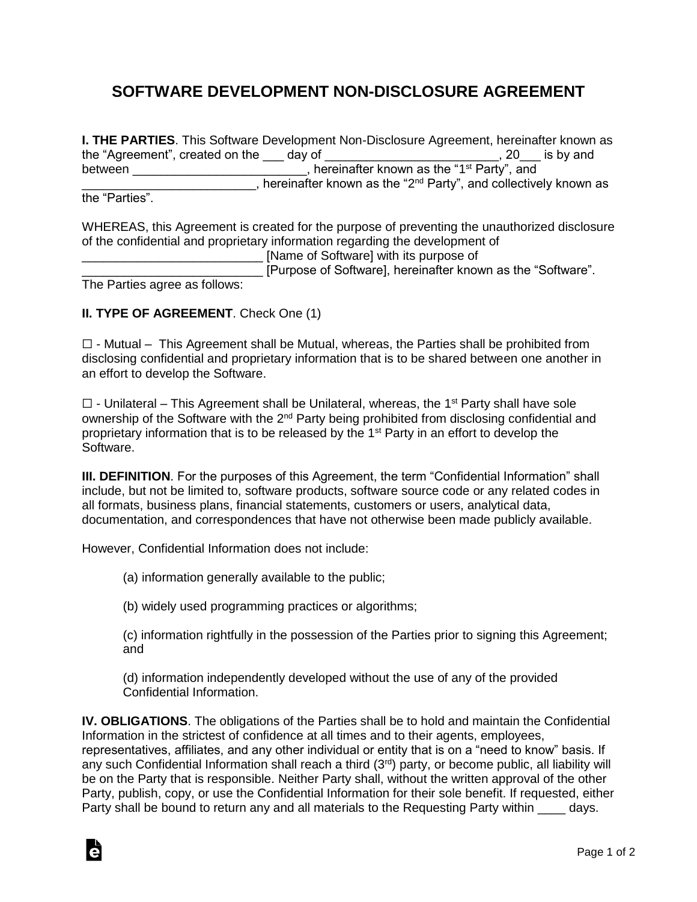# SOFTWARE DEVELOPMENT NON-DISCLOSURE AGREEMENT

**I. THE PARTIES**. This Software Development Non-Disclosure Agreement, hereinafter known as the "Agreement", created on the ___ day of ________________________, 20___ is by and between ________________________, hereinafter known as the "1st Party", and ________________________, hereinafter known as the "2nd Party", and collectively known as the "Parties".

WHEREAS, this Agreement is created for the purpose of preventing the unauthorized disclosure of the confidential and proprietary information regarding the development of ________________________ [Name of Software] with its purpose of ________________________ [Purpose of Software], hereinafter known as the "Software". The Parties agree as follows:

**II. TYPE OF AGREEMENT**. Check One (1)

☐ - Mutual – This Agreement shall be Mutual, whereas, the Parties shall be prohibited from disclosing confidential and proprietary information that is to be shared between one another in an effort to develop the Software.

☐ - Unilateral – This Agreement shall be Unilateral, whereas, the 1st Party shall have sole ownership of the Software with the 2nd Party being prohibited from disclosing confidential and proprietary information that is to be released by the 1st Party in an effort to develop the Software.

**III. DEFINITION**. For the purposes of this Agreement, the term "Confidential Information" shall include, but not be limited to, software products, software source code or any related codes in all formats, business plans, financial statements, customers or users, analytical data, documentation, and correspondences that have not otherwise been made publicly available.

However, Confidential Information does not include:

(a) information generally available to the public;

(b) widely used programming practices or algorithms;

(c) information rightfully in the possession of the Parties prior to signing this Agreement; and

(d) information independently developed without the use of any of the provided Confidential Information.

**IV. OBLIGATIONS**. The obligations of the Parties shall be to hold and maintain the Confidential Information in the strictest of confidence at all times and to their agents, employees, representatives, affiliates, and any other individual or entity that is on a "need to know" basis. If any such Confidential Information shall reach a third (3rd) party, or become public, all liability will be on the Party that is responsible. Neither Party shall, without the written approval of the other Party, publish, copy, or use the Confidential Information for their sole benefit. If requested, either Party shall be bound to return any and all materials to the Requesting Party within ____ days.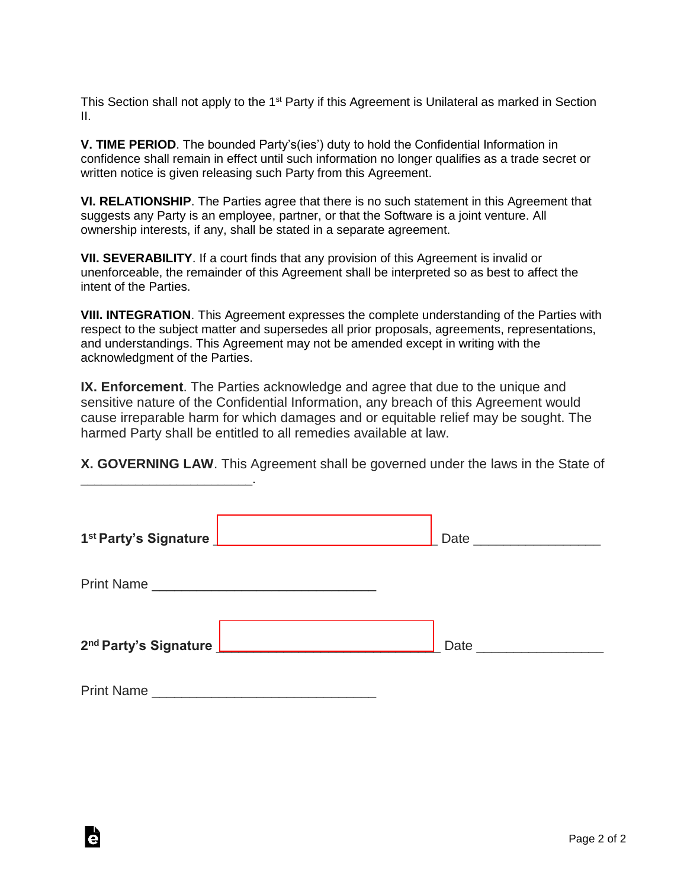This Section shall not apply to the 1st Party if this Agreement is Unilateral as marked in Section II.

**V. TIME PERIOD**. The bounded Party's(ies') duty to hold the Confidential Information in confidence shall remain in effect until such information no longer qualifies as a trade secret or written notice is given releasing such Party from this Agreement.

**VI. RELATIONSHIP**. The Parties agree that there is no such statement in this Agreement that suggests any Party is an employee, partner, or that the Software is a joint venture. All ownership interests, if any, shall be stated in a separate agreement.

**VII. SEVERABILITY**. If a court finds that any provision of this Agreement is invalid or unenforceable, the remainder of this Agreement shall be interpreted so as best to affect the intent of the Parties.

**VIII. INTEGRATION**. This Agreement expresses the complete understanding of the Parties with respect to the subject matter and supersedes all prior proposals, agreements, representations, and understandings. This Agreement may not be amended except in writing with the acknowledgment of the Parties.

**IX. Enforcement**. The Parties acknowledge and agree that due to the unique and sensitive nature of the Confidential Information, any breach of this Agreement would cause irreparable harm for which damages and or equitable relief may be sought. The harmed Party shall be entitled to all remedies available at law.

**X. GOVERNING LAW**. This Agreement shall be governed under the laws in the State of _______________________.

**1st Party's Signature** _____________________________ Date ________________

Print Name ______________________________

**2nd Party's Signature** _____________________________ Date ________________

Print Name ______________________________